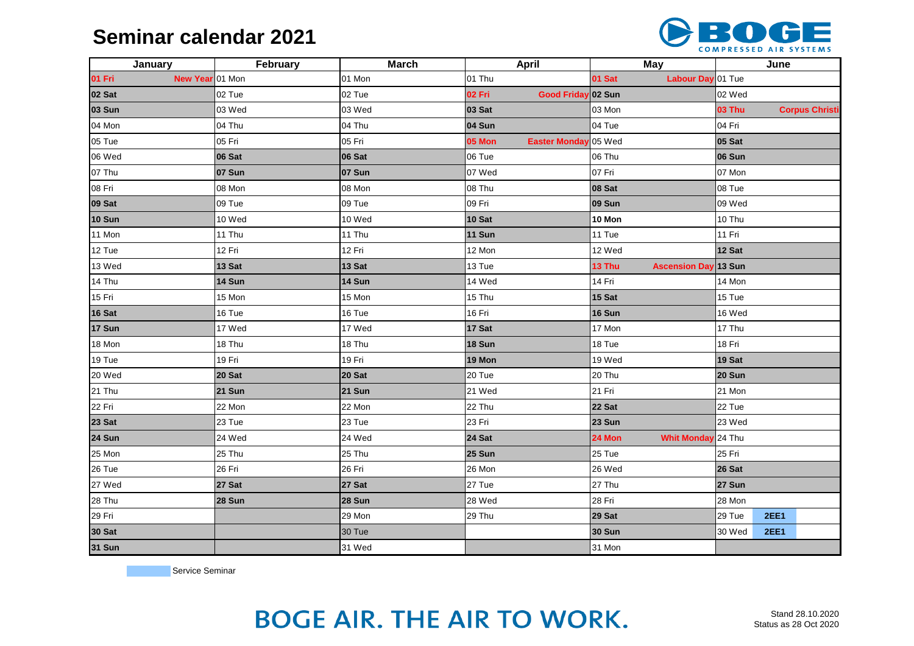# Seminar calendar 2021

| January | February | March | April | May | June |
|---|---|---|---|---|---|
| 01 Fri New Year | 01 Mon | 01 Mon | 01 Thu | 01 Sat Labour Day | 01 Tue |
| 02 Sat | 02 Tue | 02 Tue | 02 Fri Good Friday | 02 Sun | 02 Wed |
| 03 Sun | 03 Wed | 03 Wed | 03 Sat | 03 Mon | 03 Thu Corpus Christi |
| 04 Mon | 04 Thu | 04 Thu | 04 Sun | 04 Tue | 04 Fri |
| 05 Tue | 05 Fri | 05 Fri | 05 Mon Easter Monday | 05 Wed | 05 Sat |
| 06 Wed | 06 Sat | 06 Sat | 06 Tue | 06 Thu | 06 Sun |
| 07 Thu | 07 Sun | 07 Sun | 07 Wed | 07 Fri | 07 Mon |
| 08 Fri | 08 Mon | 08 Mon | 08 Thu | 08 Sat | 08 Tue |
| 09 Sat | 09 Tue | 09 Tue | 09 Fri | 09 Sun | 09 Wed |
| 10 Sun | 10 Wed | 10 Wed | 10 Sat | 10 Mon | 10 Thu |
| 11 Mon | 11 Thu | 11 Thu | 11 Sun | 11 Tue | 11 Fri |
| 12 Tue | 12 Fri | 12 Fri | 12 Mon | 12 Wed | 12 Sat |
| 13 Wed | 13 Sat | 13 Sat | 13 Tue | 13 Thu Ascension Day | 13 Sun |
| 14 Thu | 14 Sun | 14 Sun | 14 Wed | 14 Fri | 14 Mon |
| 15 Fri | 15 Mon | 15 Mon | 15 Thu | 15 Sat | 15 Tue |
| 16 Sat | 16 Tue | 16 Tue | 16 Fri | 16 Sun | 16 Wed |
| 17 Sun | 17 Wed | 17 Wed | 17 Sat | 17 Mon | 17 Thu |
| 18 Mon | 18 Thu | 18 Thu | 18 Sun | 18 Tue | 18 Fri |
| 19 Tue | 19 Fri | 19 Fri | 19 Mon | 19 Wed | 19 Sat |
| 20 Wed | 20 Sat | 20 Sat | 20 Tue | 20 Thu | 20 Sun |
| 21 Thu | 21 Sun | 21 Sun | 21 Wed | 21 Fri | 21 Mon |
| 22 Fri | 22 Mon | 22 Mon | 22 Thu | 22 Sat | 22 Tue |
| 23 Sat | 23 Tue | 23 Tue | 23 Fri | 23 Sun | 23 Wed |
| 24 Sun | 24 Wed | 24 Wed | 24 Sat | 24 Mon Whit Monday | 24 Thu |
| 25 Mon | 25 Thu | 25 Thu | 25 Sun | 25 Tue | 25 Fri |
| 26 Tue | 26 Fri | 26 Fri | 26 Mon | 26 Wed | 26 Sat |
| 27 Wed | 27 Sat | 27 Sat | 27 Tue | 27 Thu | 27 Sun |
| 28 Thu | 28 Sun | 28 Sun | 28 Wed | 28 Fri | 28 Mon |
| 29 Fri | | 29 Mon | 29 Thu | 29 Sat | 29 Tue 2EE1 |
| 30 Sat | | 30 Tue | | 30 Sun | 30 Wed 2EE1 |
| 31 Sun | | 31 Wed | | 31 Mon | |

Service Seminar

BOGE AIR. THE AIR TO WORK.

Stand 28.10.2020
Status as 28 Oct 2020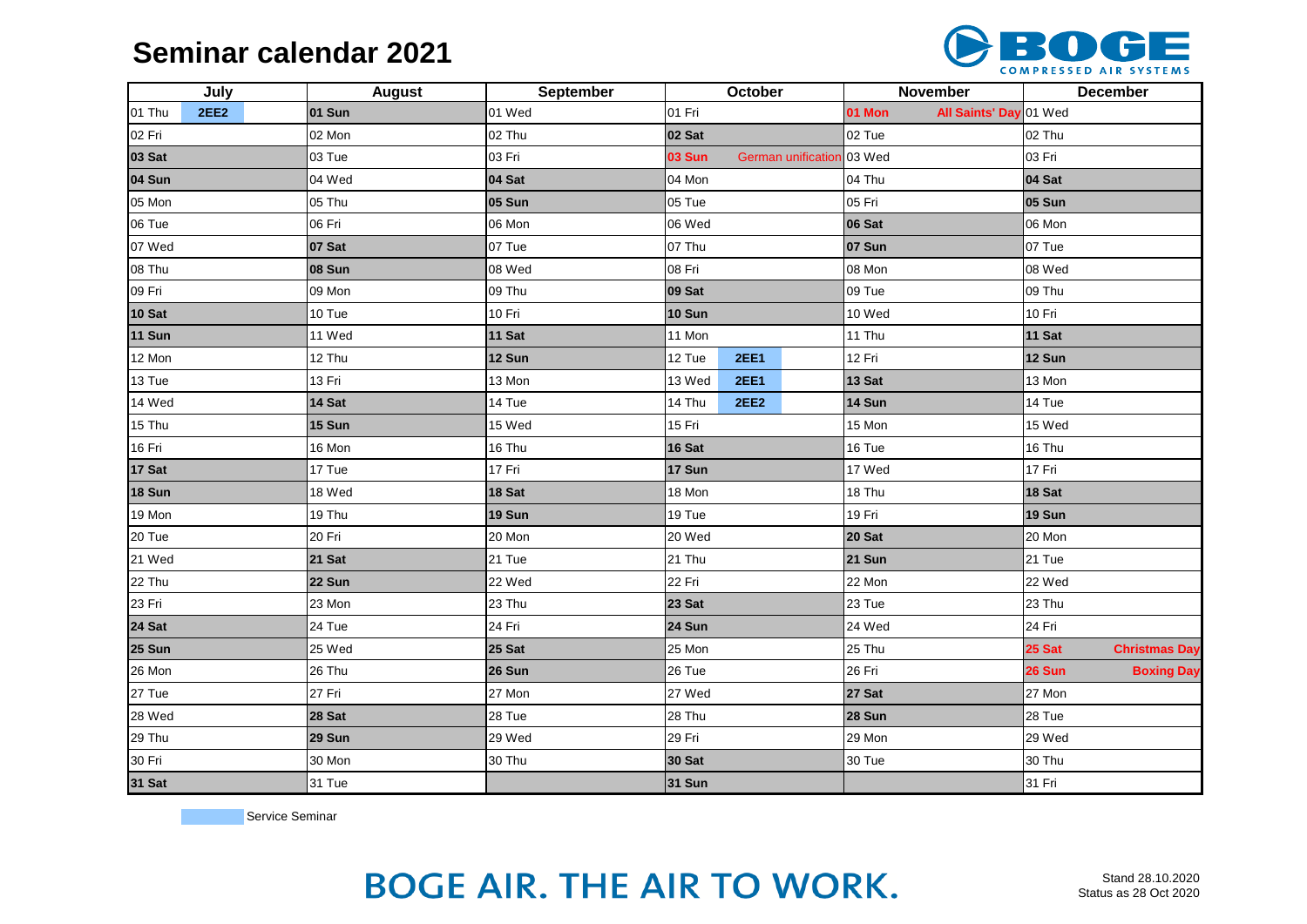# Seminar calendar 2021

BOGE COMPRESSED AIR SYSTEMS

| July | | August | | September | | October | | November | | December | |
|---|---|---|---|---|---|---|---|---|---|---|---|
| 01 Thu | 2EE2 | **01 Sun** | | 01 Wed | | 01 Fri | | **01 Mon** | **All Saints' Day** | 01 Wed | |
| 02 Fri | | 02 Mon | | 02 Thu | | **02 Sat** | | 02 Tue | | 02 Thu | |
| **03 Sat** | | 03 Tue | | 03 Fri | | **03 Sun** | German unification | 03 Wed | | 03 Fri | |
| **04 Sun** | | 04 Wed | | **04 Sat** | | 04 Mon | | 04 Thu | | **04 Sat** | |
| 05 Mon | | 05 Thu | | **05 Sun** | | 05 Tue | | 05 Fri | | **05 Sun** | |
| 06 Tue | | 06 Fri | | 06 Mon | | 06 Wed | | **06 Sat** | | 06 Mon | |
| 07 Wed | | **07 Sat** | | 07 Tue | | 07 Thu | | **07 Sun** | | 07 Tue | |
| 08 Thu | | **08 Sun** | | 08 Wed | | 08 Fri | | 08 Mon | | 08 Wed | |
| 09 Fri | | 09 Mon | | 09 Thu | | **09 Sat** | | 09 Tue | | 09 Thu | |
| **10 Sat** | | 10 Tue | | 10 Fri | | **10 Sun** | | 10 Wed | | 10 Fri | |
| **11 Sun** | | 11 Wed | | **11 Sat** | | 11 Mon | | 11 Thu | | **11 Sat** | |
| 12 Mon | | 12 Thu | | **12 Sun** | | 12 Tue | 2EE1 | 12 Fri | | **12 Sun** | |
| 13 Tue | | 13 Fri | | 13 Mon | | 13 Wed | 2EE1 | **13 Sat** | | 13 Mon | |
| 14 Wed | | **14 Sat** | | 14 Tue | | 14 Thu | 2EE2 | **14 Sun** | | 14 Tue | |
| 15 Thu | | **15 Sun** | | 15 Wed | | 15 Fri | | 15 Mon | | 15 Wed | |
| 16 Fri | | 16 Mon | | 16 Thu | | **16 Sat** | | 16 Tue | | 16 Thu | |
| **17 Sat** | | 17 Tue | | 17 Fri | | **17 Sun** | | 17 Wed | | 17 Fri | |
| **18 Sun** | | 18 Wed | | **18 Sat** | | 18 Mon | | 18 Thu | | **18 Sat** | |
| 19 Mon | | 19 Thu | | **19 Sun** | | 19 Tue | | 19 Fri | | **19 Sun** | |
| 20 Tue | | 20 Fri | | 20 Mon | | 20 Wed | | **20 Sat** | | 20 Mon | |
| 21 Wed | | **21 Sat** | | 21 Tue | | 21 Thu | | **21 Sun** | | 21 Tue | |
| 22 Thu | | **22 Sun** | | 22 Wed | | 22 Fri | | 22 Mon | | 22 Wed | |
| 23 Fri | | 23 Mon | | 23 Thu | | **23 Sat** | | 23 Tue | | 23 Thu | |
| **24 Sat** | | 24 Tue | | 24 Fri | | **24 Sun** | | 24 Wed | | 24 Fri | |
| **25 Sun** | | 25 Wed | | **25 Sat** | | 25 Mon | | 25 Thu | | **25 Sat** | **Christmas Day** |
| 26 Mon | | 26 Thu | | **26 Sun** | | 26 Tue | | 26 Fri | | **26 Sun** | **Boxing Day** |
| 27 Tue | | 27 Fri | | 27 Mon | | 27 Wed | | **27 Sat** | | 27 Mon | |
| 28 Wed | | **28 Sat** | | 28 Tue | | 28 Thu | | **28 Sun** | | 28 Tue | |
| 29 Thu | | **29 Sun** | | 29 Wed | | 29 Fri | | 29 Mon | | 29 Wed | |
| 30 Fri | | 30 Mon | | 30 Thu | | **30 Sat** | | 30 Tue | | 30 Thu | |
| **31 Sat** | | 31 Tue | | | | **31 Sun** | | | | 31 Fri | |

Service Seminar

BOGE AIR. THE AIR TO WORK.

Stand 28.10.2020
Status as 28 Oct 2020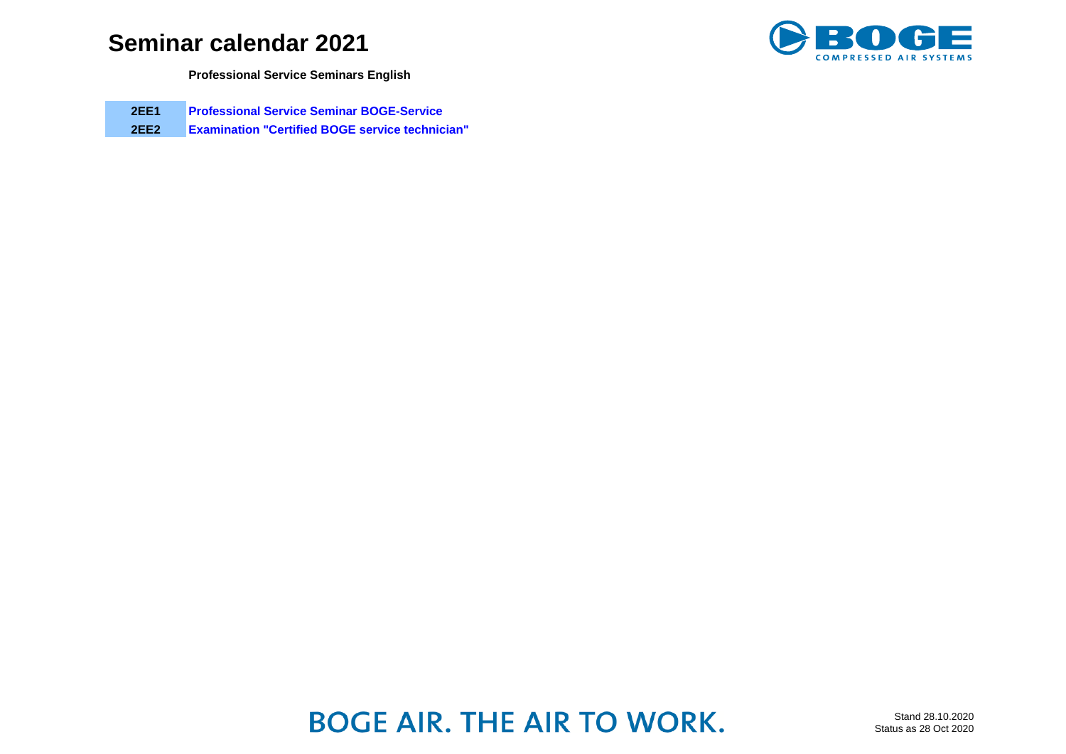# Seminar calendar 2021

**Professional Service Seminars English**

| | |
|---|---|
| **2EE1** | **Professional Service Seminar BOGE-Service** |
| **2EE2** | **Examination "Certified BOGE service technician"** |

BOGE AIR. THE AIR TO WORK.

Stand 28.10.2020
Status as 28 Oct 2020